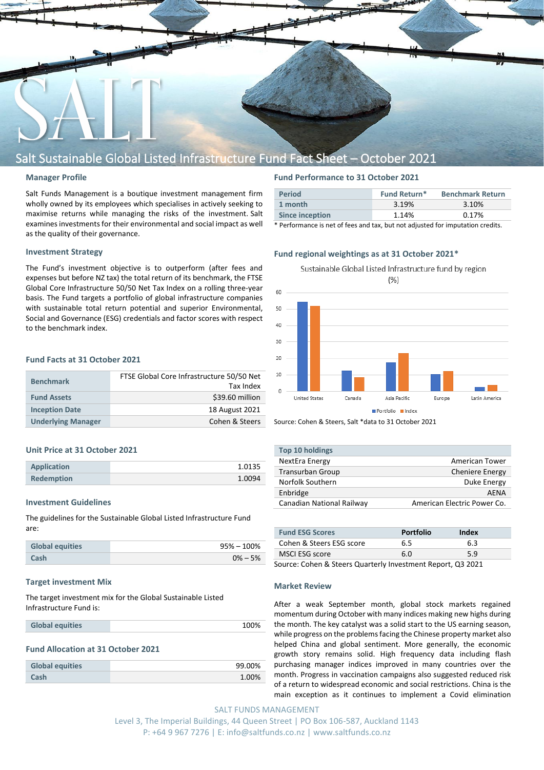# Salt Sustainable Global Listed Infrastructure Fund Fact Sheet – October 2021

## Manager Profile

Salt Funds Management is a boutique investment management firm wholly owned by its employees which specialises in actively seeking to maximise returns while managing the risks of the investment. Salt examines investments for their environmental and social impact as well as the quality of their governance.

## Investment Strategy

The Fund's investment objective is to outperform (after fees and expenses but before NZ tax) the total return of its benchmark, the FTSE Global Core Infrastructure 50/50 Net Tax Index on a rolling three-year basis. The Fund targets a portfolio of global infrastructure companies with sustainable total return potential and superior Environmental, Social and Governance (ESG) credentials and factor scores with respect to the benchmark index.

## Fund Facts at 31 October 2021

| | |
|---|---|
| Benchmark | FTSE Global Core Infrastructure 50/50 Net Tax Index |
| Fund Assets | $39.60 million |
| Inception Date | 18 August 2021 |
| Underlying Manager | Cohen & Steers |

## Unit Price at 31 October 2021

| | |
|---|---|
| Application | 1.0135 |
| Redemption | 1.0094 |

## Investment Guidelines

The guidelines for the Sustainable Global Listed Infrastructure Fund are:

| | |
|---|---|
| Global equities | 95% – 100% |
| Cash | 0% – 5% |

## Target investment Mix

The target investment mix for the Global Sustainable Listed Infrastructure Fund is:

| | |
|---|---|
| Global equities | 100% |

## Fund Allocation at 31 October 2021

| | |
|---|---|
| Global equities | 99.00% |
| Cash | 1.00% |

## Fund Performance to 31 October 2021

| Period | Fund Return* | Benchmark Return |
|---|---|---|
| 1 month | 3.19% | 3.10% |
| Since inception | 1.14% | 0.17% |

\* Performance is net of fees and tax, but not adjusted for imputation credits.

## Fund regional weightings as at 31 October 2021*

Sustainable Global Listed Infrastructure fund by region (%)

| Region | Portfolio | Index |
|---|---|---|
| United States | ~54 | ~52 |
| Canada | ~12 | ~8 |
| Asia Pacific | ~17 | ~23 |
| Europe | ~10 | ~12 |
| Latin America | ~2 | ~3 |

Source: Cohen & Steers, Salt *data to 31 October 2021

| Top 10 holdings | |
|---|---|
| NextEra Energy | American Tower |
| Transurban Group | Cheniere Energy |
| Norfolk Southern | Duke Energy |
| Enbridge | AENA |
| Canadian National Railway | American Electric Power Co. |

| Fund ESG Scores | Portfolio | Index |
|---|---|---|
| Cohen & Steers ESG score | 6.5 | 6.3 |
| MSCI ESG score | 6.0 | 5.9 |

Source: Cohen & Steers Quarterly Investment Report, Q3 2021

## Market Review

After a weak September month, global stock markets regained momentum during October with many indices making new highs during the month. The key catalyst was a solid start to the US earning season, while progress on the problems facing the Chinese property market also helped China and global sentiment. More generally, the economic growth story remains solid. High frequency data including flash purchasing manager indices improved in many countries over the month. Progress in vaccination campaigns also suggested reduced risk of a return to widespread economic and social restrictions. China is the main exception as it continues to implement a Covid elimination

SALT FUNDS MANAGEMENT
Level 3, The Imperial Buildings, 44 Queen Street | PO Box 106-587, Auckland 1143
P: +64 9 967 7276 | E: info@saltfunds.co.nz | www.saltfunds.co.nz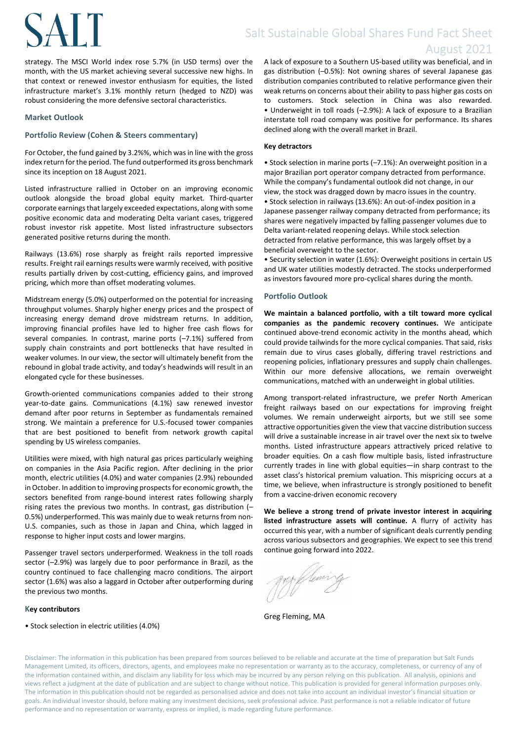strategy. The MSCI World index rose 5.7% (in USD terms) over the month, with the US market achieving several successive new highs. In that context or renewed investor enthusiasm for equities, the listed infrastructure market's 3.1% monthly return (hedged to NZD) was robust considering the more defensive sectoral characteristics.

### Market Outlook

### Portfolio Review (Cohen & Steers commentary)

For October, the fund gained by 3.2%%, which was in line with the gross index return for the period. The fund outperformed its gross benchmark since its inception on 18 August 2021.

Listed infrastructure rallied in October on an improving economic outlook alongside the broad global equity market. Third-quarter corporate earnings that largely exceeded expectations, along with some positive economic data and moderating Delta variant cases, triggered robust investor risk appetite. Most listed infrastructure subsectors generated positive returns during the month.

Railways (13.6%) rose sharply as freight rails reported impressive results. Freight rail earnings results were warmly received, with positive results partially driven by cost-cutting, efficiency gains, and improved pricing, which more than offset moderating volumes.

Midstream energy (5.0%) outperformed on the potential for increasing throughput volumes. Sharply higher energy prices and the prospect of increasing energy demand drove midstream returns. In addition, improving financial profiles have led to higher free cash flows for several companies. In contrast, marine ports (–7.1%) suffered from supply chain constraints and port bottlenecks that have resulted in weaker volumes. In our view, the sector will ultimately benefit from the rebound in global trade activity, and today's headwinds will result in an elongated cycle for these businesses.

Growth-oriented communications companies added to their strong year-to-date gains. Communications (4.1%) saw renewed investor demand after poor returns in September as fundamentals remained strong. We maintain a preference for U.S.-focused tower companies that are best positioned to benefit from network growth capital spending by US wireless companies.

Utilities were mixed, with high natural gas prices particularly weighing on companies in the Asia Pacific region. After declining in the prior month, electric utilities (4.0%) and water companies (2.9%) rebounded in October. In addition to improving prospects for economic growth, the sectors benefited from range-bound interest rates following sharply rising rates the previous two months. In contrast, gas distribution (–0.5%) underperformed. This was mainly due to weak returns from non-U.S. companies, such as those in Japan and China, which lagged in response to higher input costs and lower margins.

Passenger travel sectors underperformed. Weakness in the toll roads sector (–2.9%) was largely due to poor performance in Brazil, as the country continued to face challenging macro conditions. The airport sector (1.6%) was also a laggard in October after outperforming during the previous two months.

**Key contributors**

- Stock selection in electric utilities (4.0%)
A lack of exposure to a Southern US-based utility was beneficial, and in gas distribution (–0.5%): Not owning shares of several Japanese gas distribution companies contributed to relative performance given their weak returns on concerns about their ability to pass higher gas costs on to customers. Stock selection in China was also rewarded.
- Underweight in toll roads (–2.9%): A lack of exposure to a Brazilian interstate toll road company was positive for performance. Its shares declined along with the overall market in Brazil.

**Key detractors**

- Stock selection in marine ports (–7.1%): An overweight position in a major Brazilian port operator company detracted from performance. While the company's fundamental outlook did not change, in our view, the stock was dragged down by macro issues in the country.
- Stock selection in railways (13.6%): An out-of-index position in a Japanese passenger railway company detracted from performance; its shares were negatively impacted by falling passenger volumes due to Delta variant-related reopening delays. While stock selection detracted from relative performance, this was largely offset by a beneficial overweight to the sector.
- Security selection in water (1.6%): Overweight positions in certain US and UK water utilities modestly detracted. The stocks underperformed as investors favoured more pro-cyclical shares during the month.

### Portfolio Outlook

**We maintain a balanced portfolio, with a tilt toward more cyclical companies as the pandemic recovery continues.** We anticipate continued above-trend economic activity in the months ahead, which could provide tailwinds for the more cyclical companies. That said, risks remain due to virus cases globally, differing travel restrictions and reopening policies, inflationary pressures and supply chain challenges. Within our more defensive allocations, we remain overweight communications, matched with an underweight in global utilities.

Among transport-related infrastructure, we prefer North American freight railways based on our expectations for improving freight volumes. We remain underweight airports, but we still see some attractive opportunities given the view that vaccine distribution success will drive a sustainable increase in air travel over the next six to twelve months. Listed infrastructure appears attractively priced relative to broader equities. On a cash flow multiple basis, listed infrastructure currently trades in line with global equities—in sharp contrast to the asset class's historical premium valuation. This mispricing occurs at a time, we believe, when infrastructure is strongly positioned to benefit from a vaccine-driven economic recovery

**We believe a strong trend of private investor interest in acquiring listed infrastructure assets will continue.** A flurry of activity has occurred this year, with a number of significant deals currently pending across various subsectors and geographies. We expect to see this trend continue going forward into 2022.

Greg Fleming, MA

Disclaimer: The information in this publication has been prepared from sources believed to be reliable and accurate at the time of preparation but Salt Funds Management Limited, its officers, directors, agents, and employees make no representation or warranty as to the accuracy, completeness, or currency of any of the information contained within, and disclaim any liability for loss which may be incurred by any person relying on this publication. All analysis, opinions and views reflect a judgment at the date of publication and are subject to change without notice. This publication is provided for general information purposes only. The information in this publication should not be regarded as personalised advice and does not take into account an individual investor's financial situation or goals. An individual investor should, before making any investment decisions, seek professional advice. Past performance is not a reliable indicator of future performance and no representation or warranty, express or implied, is made regarding future performance.